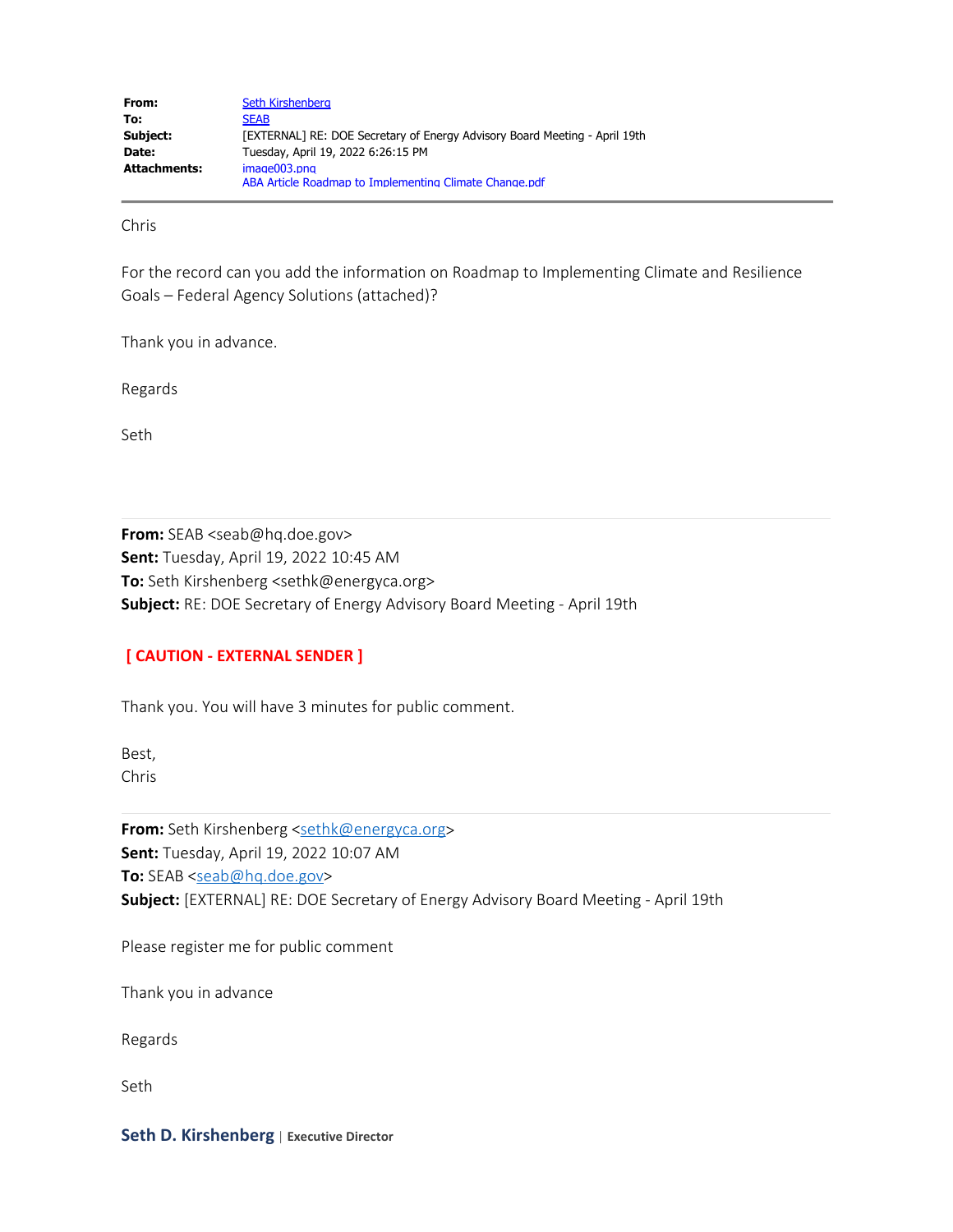| | |
|---|---|
| **From:** | Seth Kirshenberg |
| **To:** | SEAB |
| **Subject:** | [EXTERNAL] RE: DOE Secretary of Energy Advisory Board Meeting - April 19th |
| **Date:** | Tuesday, April 19, 2022 6:26:15 PM |
| **Attachments:** | image003.png<br>ABA Article Roadmap to Implementing Climate Change.pdf |

---

Chris

For the record can you add the information on Roadmap to Implementing Climate and Resilience Goals – Federal Agency Solutions (attached)?

Thank you in advance.

Regards

Seth

---

**From:** SEAB <seab@hq.doe.gov>
**Sent:** Tuesday, April 19, 2022 10:45 AM
**To:** Seth Kirshenberg <sethk@energyca.org>
**Subject:** RE: DOE Secretary of Energy Advisory Board Meeting - April 19th

**[ CAUTION - EXTERNAL SENDER ]**

Thank you. You will have 3 minutes for public comment.

Best,
Chris

---

**From:** Seth Kirshenberg <sethk@energyca.org>
**Sent:** Tuesday, April 19, 2022 10:07 AM
**To:** SEAB <seab@hq.doe.gov>
**Subject:** [EXTERNAL] RE: DOE Secretary of Energy Advisory Board Meeting - April 19th

Please register me for public comment

Thank you in advance

Regards

Seth

**Seth D. Kirshenberg** | **Executive Director**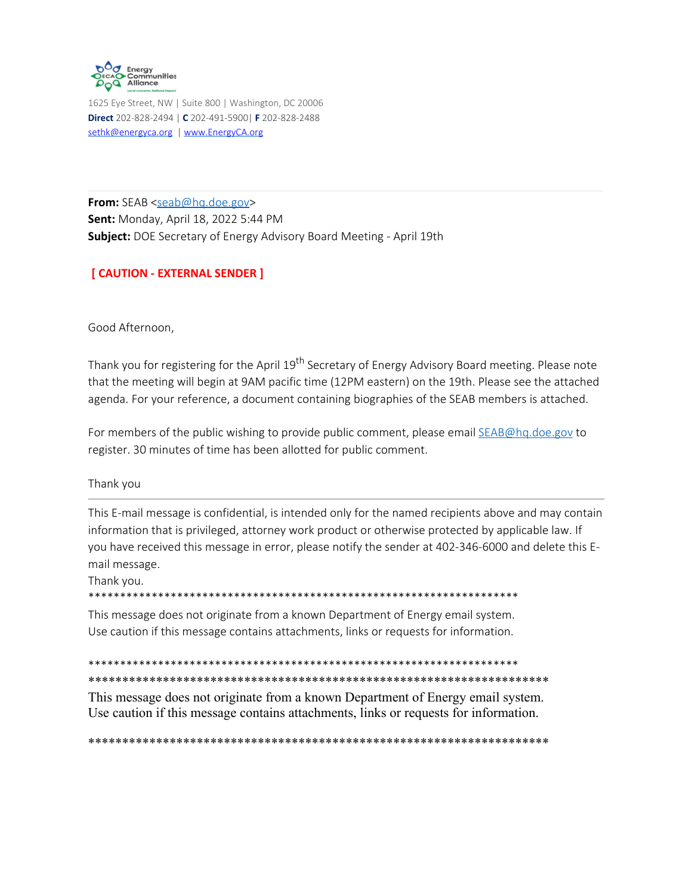Energy Communities Alliance
Local concerns, National Impact

1625 Eye Street, NW | Suite 800 | Washington, DC 20006
**Direct** 202-828-2494 | **C** 202-491-5900| **F** 202-828-2488
sethk@energyca.org | www.EnergyCA.org

---

**From:** SEAB <seab@hq.doe.gov>
**Sent:** Monday, April 18, 2022 5:44 PM
**Subject:** DOE Secretary of Energy Advisory Board Meeting - April 19th

**[ CAUTION - EXTERNAL SENDER ]**

Good Afternoon,

Thank you for registering for the April 19th Secretary of Energy Advisory Board meeting. Please note that the meeting will begin at 9AM pacific time (12PM eastern) on the 19th. Please see the attached agenda. For your reference, a document containing biographies of the SEAB members is attached.

For members of the public wishing to provide public comment, please email SEAB@hq.doe.gov to register. 30 minutes of time has been allotted for public comment.

Thank you

---

This E-mail message is confidential, is intended only for the named recipients above and may contain information that is privileged, attorney work product or otherwise protected by applicable law. If you have received this message in error, please notify the sender at 402-346-6000 and delete this E-mail message.
Thank you.

**********************************************************************

This message does not originate from a known Department of Energy email system.
Use caution if this message contains attachments, links or requests for information.

**********************************************************************

**********************************************************************

This message does not originate from a known Department of Energy email system.
Use caution if this message contains attachments, links or requests for information.

**********************************************************************